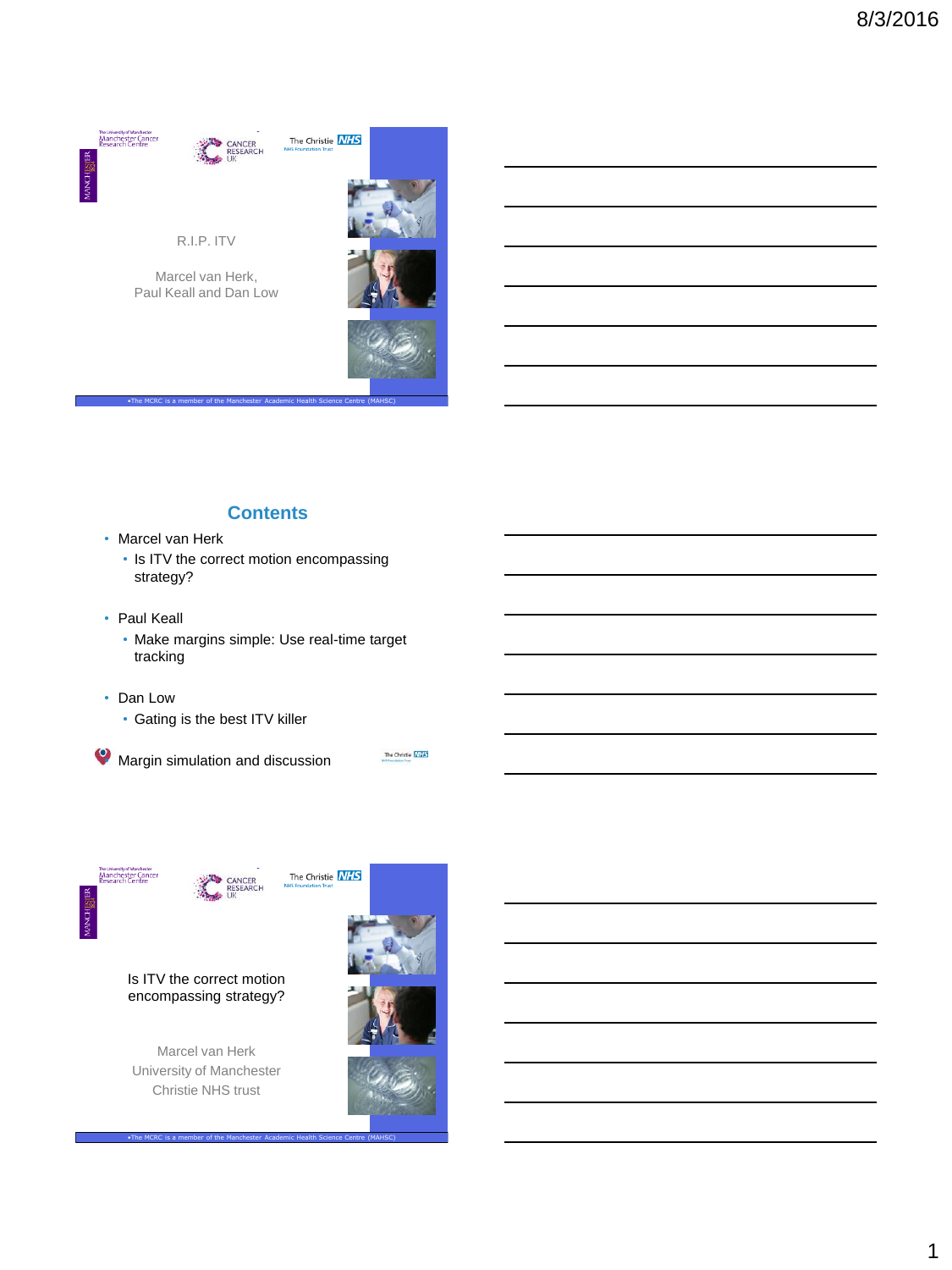R.I.P. ITV

Marcel van Herk,
Paul Keall and Dan Low

•The MCRC is a member of the Manchester Academic Health Science Centre (MAHSC)

## Contents

- Marcel van Herk
  - Is ITV the correct motion encompassing strategy?
- Paul Keall
  - Make margins simple: Use real-time target tracking
- Dan Low
  - Gating is the best ITV killer
- Margin simulation and discussion

Is ITV the correct motion encompassing strategy?

Marcel van Herk
University of Manchester
Christie NHS trust

•The MCRC is a member of the Manchester Academic Health Science Centre (MAHSC)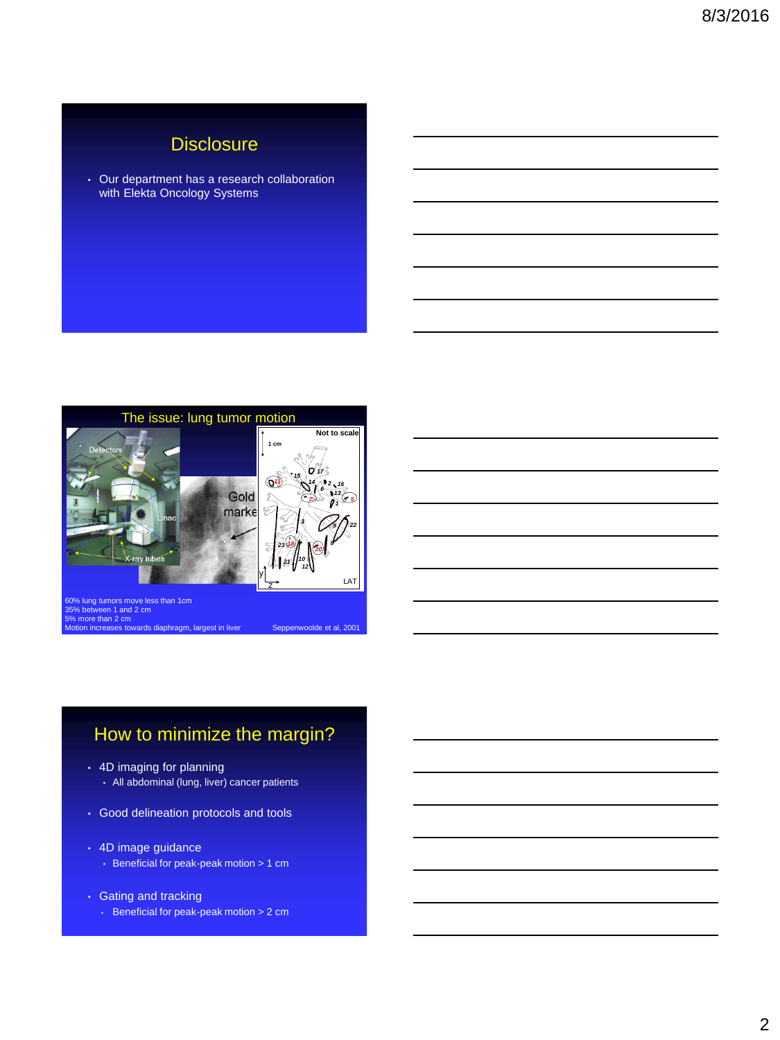## Disclosure

- Our department has a research collaboration with Elekta Oncology Systems

## The issue: lung tumor motion

60% lung tumors move less than 1cm
35% between 1 and 2 cm
5% more than 2 cm
Motion increases towards diaphragm, largest in liver

Seppenwoolde et al, 2001

## How to minimize the margin?

- 4D imaging for planning
  - All abdominal (lung, liver) cancer patients
- Good delineation protocols and tools
- 4D image guidance
  - Beneficial for peak-peak motion > 1 cm
- Gating and tracking
  - Beneficial for peak-peak motion > 2 cm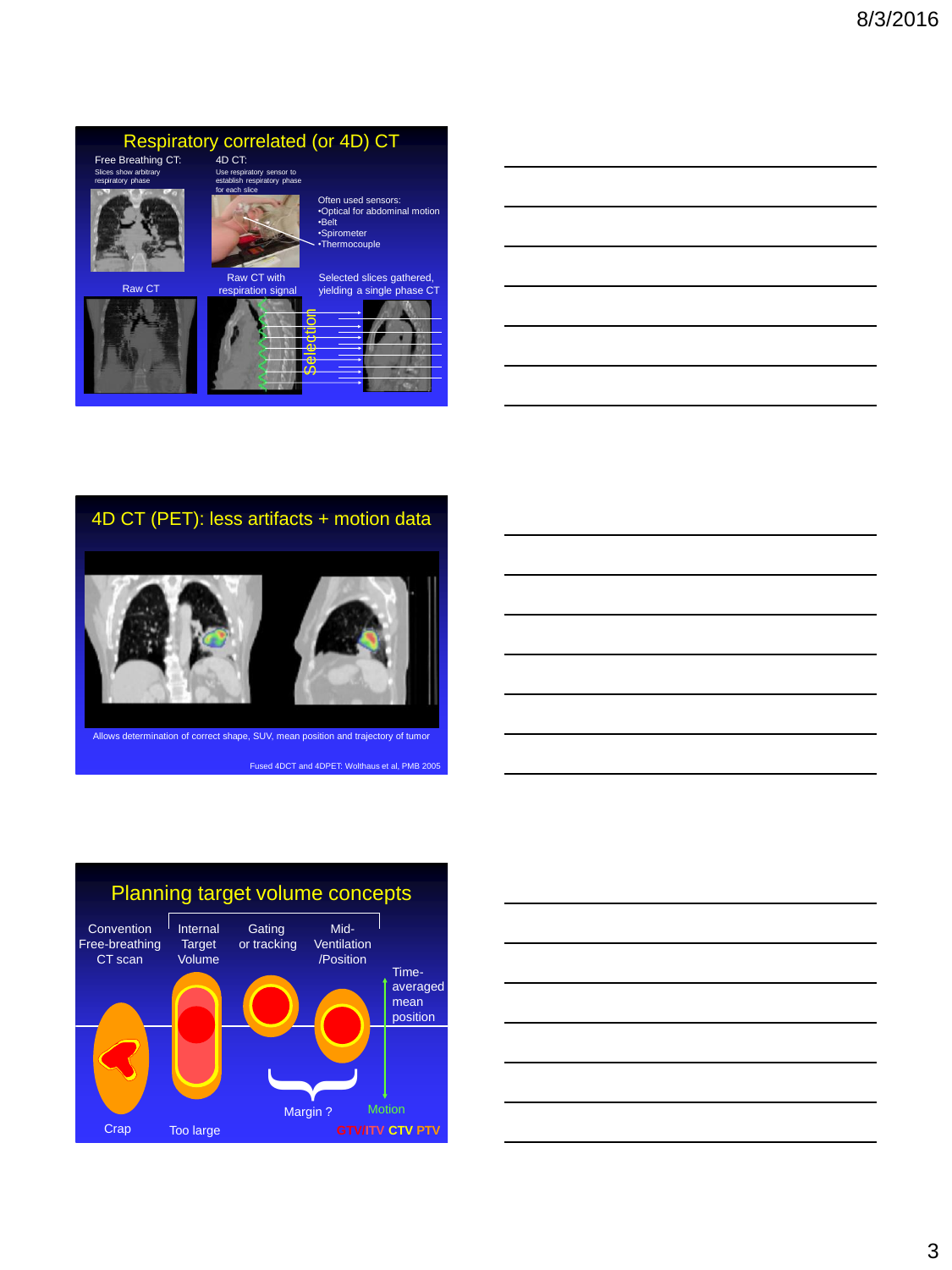## Respiratory correlated (or 4D) CT

Free Breathing CT:
Slices show arbitrary respiratory phase

4D CT:
Use respiratory sensor to establish respiratory phase for each slice

Often used sensors:
- Optical for abdominal motion
- Belt
- Spirometer
- Thermocouple

Raw CT

Raw CT with respiration signal

Selected slices gathered, yielding a single phase CT

Selection

## 4D CT (PET): less artifacts + motion data

Allows determination of correct shape, SUV, mean position and trajectory of tumor

Fused 4DCT and 4DPET: Wolthaus et al, PMB 2005

## Planning target volume concepts

Convention Free-breathing CT scan

Internal Target Volume

Gating or tracking

Mid-Ventilation /Position

Time-averaged mean position

Margin ?

Motion

Crap

Too large

GTV/ITV CTV PTV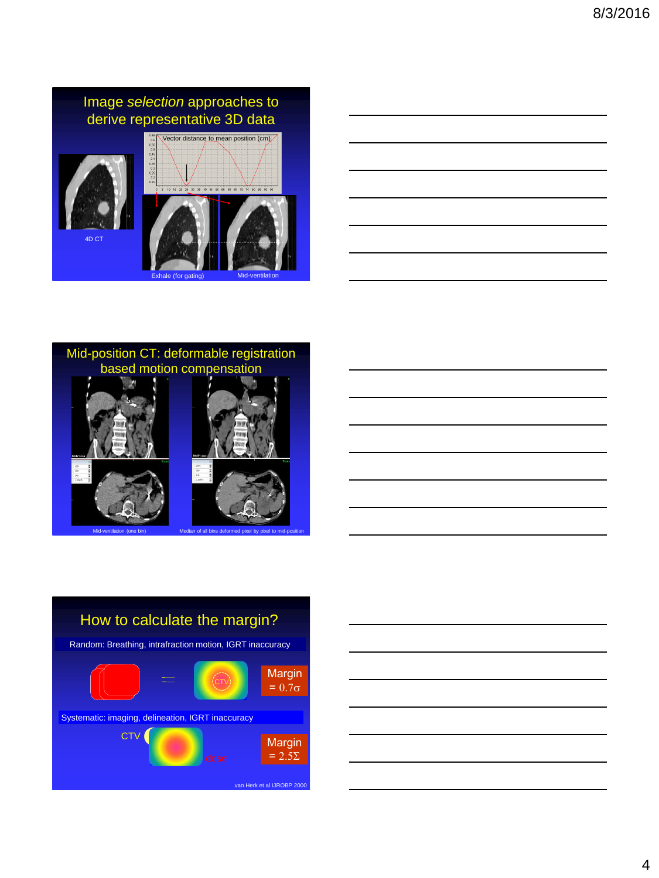## Image *selection* approaches to derive representative 3D data

Vector distance to mean position (cm)

4D CT

Exhale (for gating)

Mid-ventilation

## Mid-position CT: deformable registration based motion compensation

Mid-ventilation (one bin)

Median of all bins deformed pixel by pixel to mid-position

## How to calculate the margin?

Random: Breathing, intrafraction motion, IGRT inaccuracy

CTV

Margin $= 0.7\sigma$

Systematic: imaging, delineation, IGRT inaccuracy

CTV

dose

Margin $= 2.5\Sigma$

van Herk et al IJROBP 2000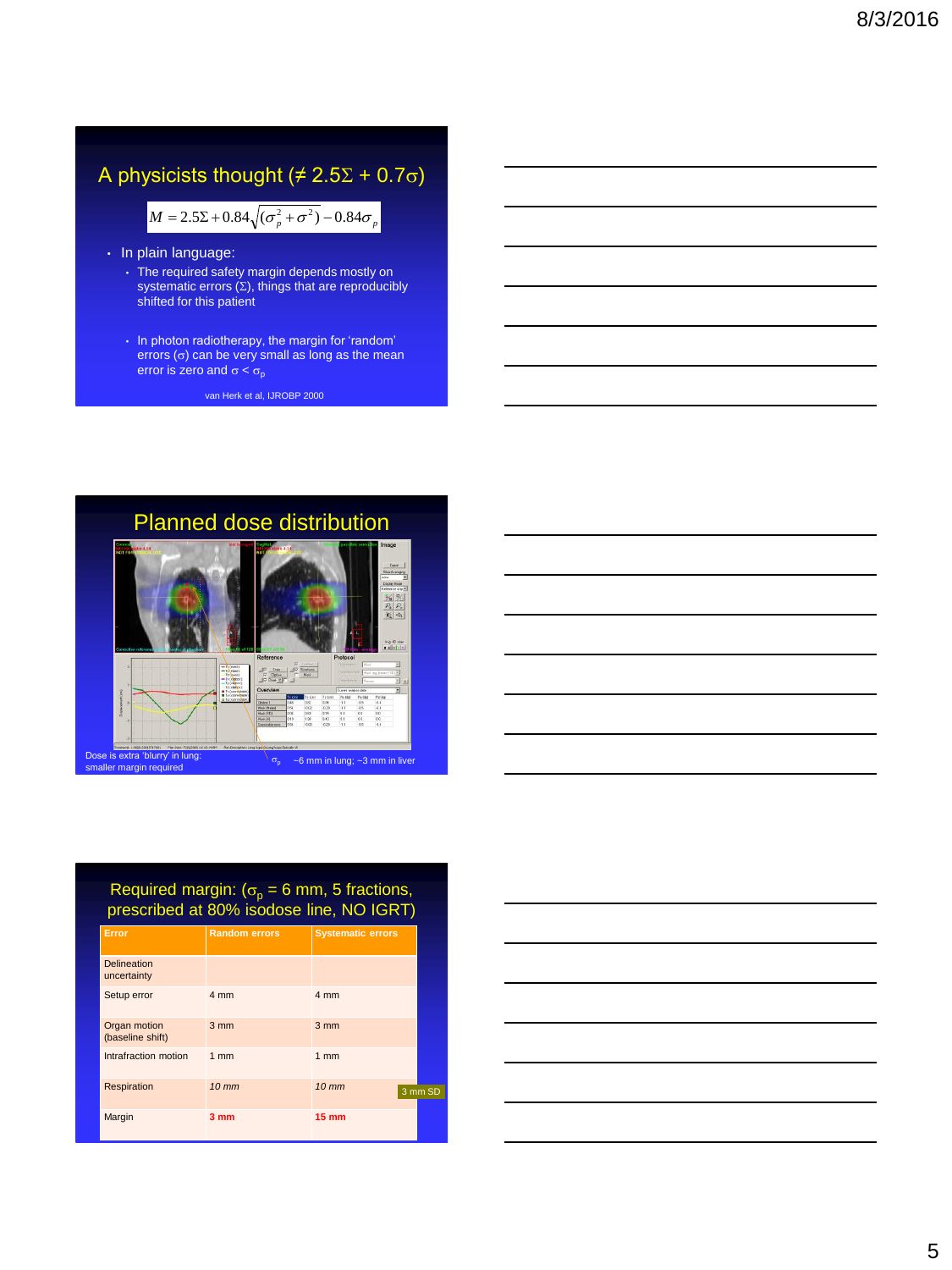## A physicists thought ($\neq 2.5\Sigma + 0.7\sigma$)

$$M = 2.5\Sigma + 0.84\sqrt{(\sigma_p^2 + \sigma^2)} - 0.84\sigma_p$$

- In plain language:
  - The required safety margin depends mostly on systematic errors ($\Sigma$), things that are reproducibly shifted for this patient
  - In photon radiotherapy, the margin for 'random' errors ($\sigma$) can be very small as long as the mean error is zero and $\sigma < \sigma_p$

van Herk et al, IJROBP 2000

## Planned dose distribution

Dose is extra 'blurry' in lung: smaller margin required

$\sigma_p$ ~6 mm in lung; ~3 mm in liver

## Required margin: ($\sigma_p$ = 6 mm, 5 fractions, prescribed at 80% isodose line, NO IGRT)

| Error | Random errors | Systematic errors |
|---|---|---|
| Delineation uncertainty | | |
| Setup error | 4 mm | 4 mm |
| Organ motion (baseline shift) | 3 mm | 3 mm |
| Intrafraction motion | 1 mm | 1 mm |
| Respiration | *10 mm* | *10 mm* |
| Margin | **3 mm** | **15 mm** |

3 mm SD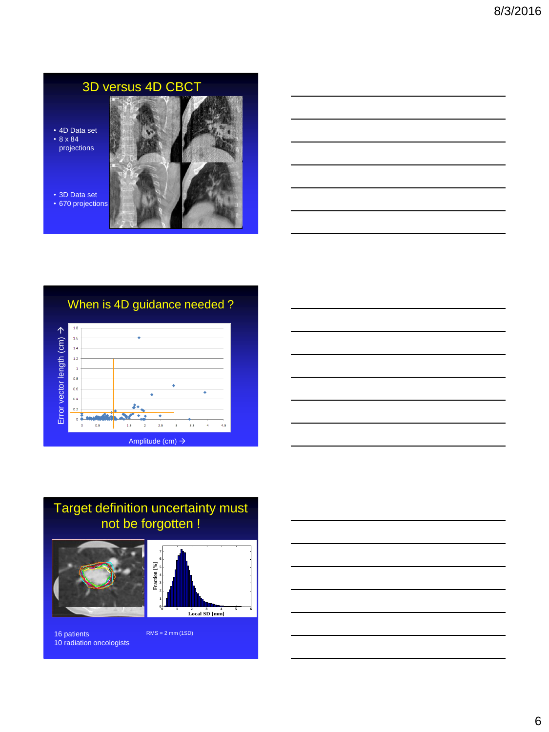## 3D versus 4D CBCT

- 4D Data set
- 8 x 84 projections

- 3D Data set
- 670 projections

## When is 4D guidance needed ?

Error vector length (cm) →

Amplitude (cm) →

## Target definition uncertainty must not be forgotten !

16 patients
10 radiation oncologists

RMS = 2 mm (1SD)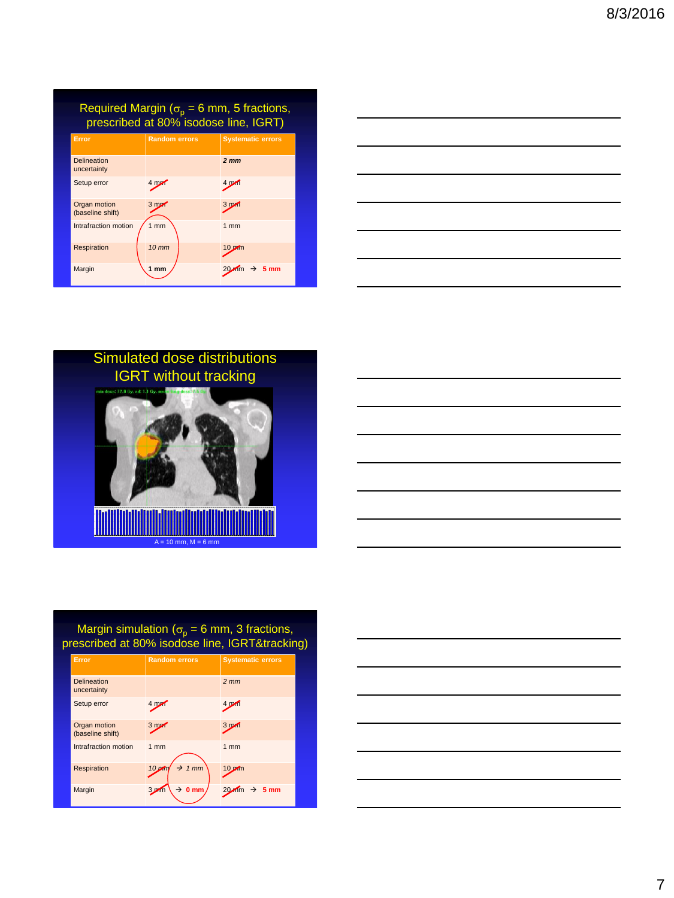## Required Margin ($\sigma_p$ = 6 mm, 5 fractions, prescribed at 80% isodose line, IGRT)

| Error | Random errors | Systematic errors |
|---|---|---|
| Delineation uncertainty | | *2 mm* |
| Setup error | ~~4 mm~~ | ~~4 mm~~ |
| Organ motion (baseline shift) | ~~3 mm~~ | ~~3 mm~~ |
| Intrafraction motion | 1 mm | 1 mm |
| Respiration | *10 mm* | ~~10 mm~~ |
| Margin | **1 mm** | ~~20 mm~~ → **5 mm** |

## Simulated dose distributions IGRT without tracking

A = 10 mm, M = 6 mm

## Margin simulation ($\sigma_p$ = 6 mm, 3 fractions, prescribed at 80% isodose line, IGRT&tracking)

| Error | Random errors | Systematic errors |
|---|---|---|
| Delineation uncertainty | | *2 mm* |
| Setup error | ~~4 mm~~ | ~~4 mm~~ |
| Organ motion (baseline shift) | ~~3 mm~~ | ~~3 mm~~ |
| Intrafraction motion | 1 mm | 1 mm |
| Respiration | ~~*10 mm*~~ → *1 mm* | ~~10 mm~~ |
| Margin | ~~3 mm~~ → **0 mm** | ~~20 mm~~ → **5 mm** |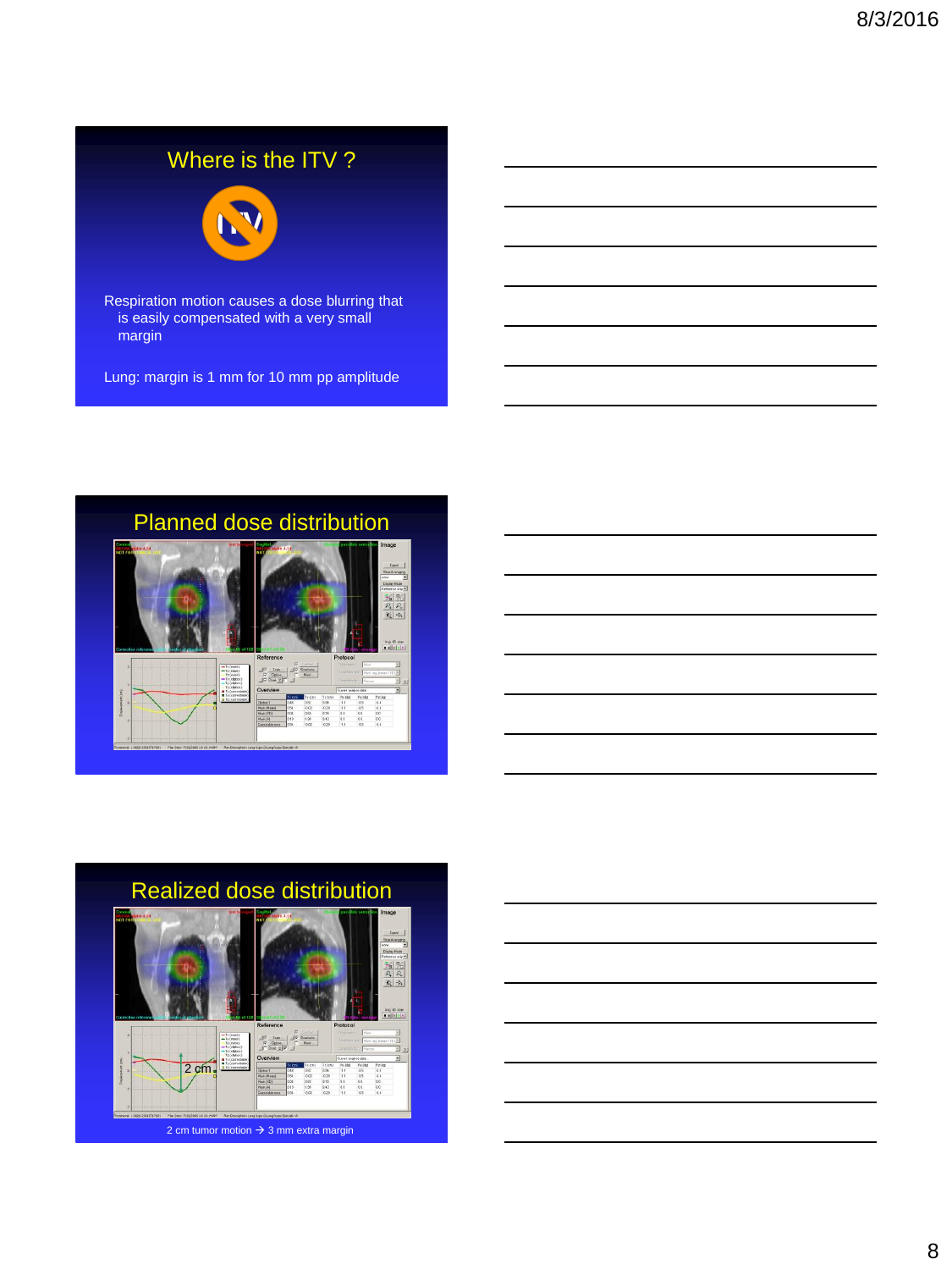## Where is the ITV ?

Respiration motion causes a dose blurring that is easily compensated with a very small margin

Lung: margin is 1 mm for 10 mm pp amplitude

## Planned dose distribution

## Realized dose distribution

2 cm

2 cm tumor motion → 3 mm extra margin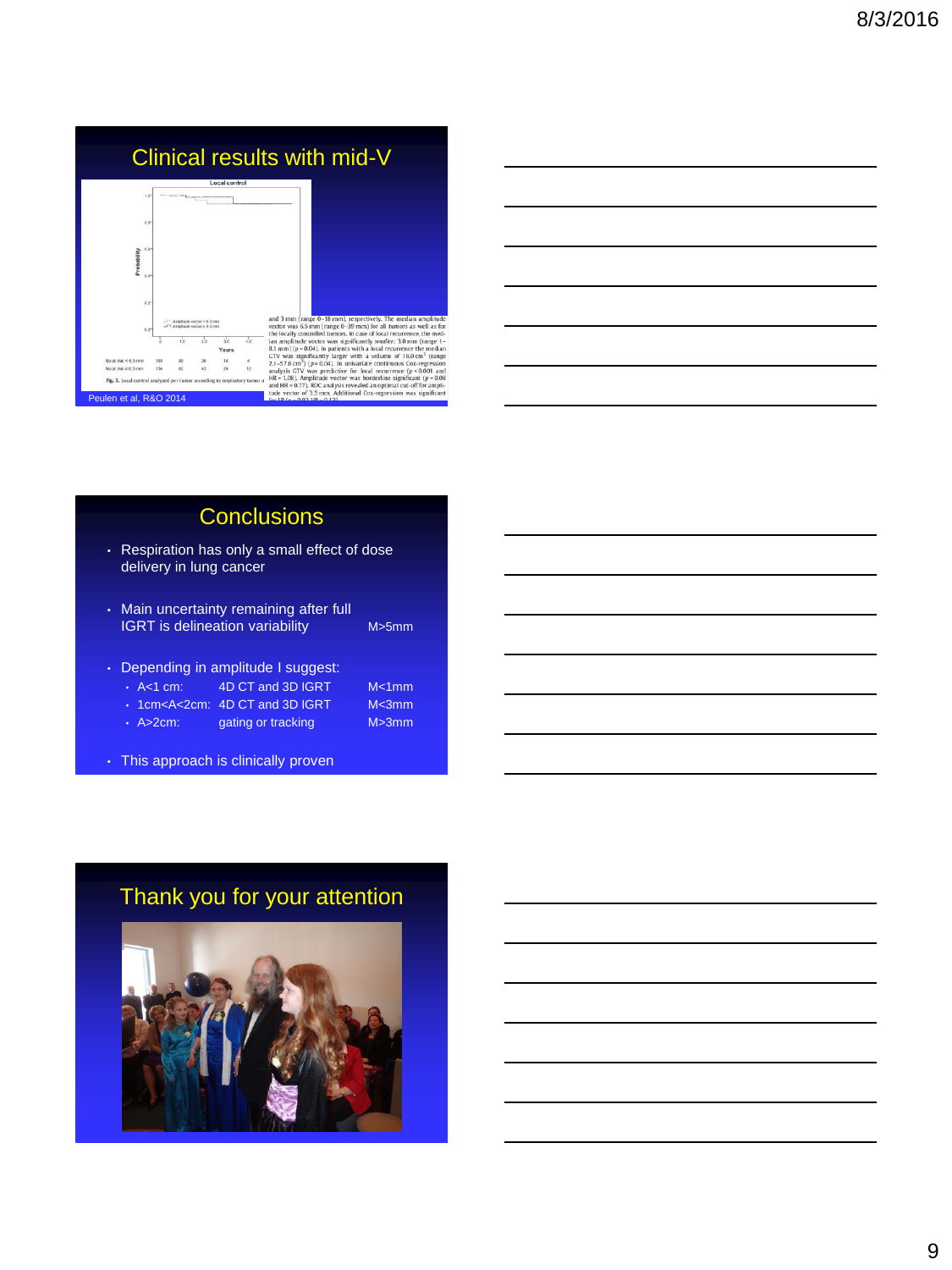## Clinical results with mid-V

Local control

Probability

Years

Amplitude vector < 6.5 mm
Amplitude vector ≥ 6.5 mm

Fig. 3. Local control analyzed per tumor according to respiratory tumor a

and 3 mm (range 0–18 mm), respectively. The median amplitude vector was 6.5 mm (range 0–39 mm) for all tumors as well as for the locally controlled tumors. In case of local recurrence, the median amplitude vector was significantly smaller: 3.0 mm (range 1–8.1 mm) (p = 0.04). In patients with a local recurrence the median GTV was significantly larger with a volume of 16.0 cm³ (range 2.1–57.8 cm³) (p = 0.04). In univariate continuous Cox-regression analysis GTV was predictive for local recurrence (p < 0.001 and HR = 1.08). Amplitude vector was borderline significant (p = 0.08 and HR = 0.77). ROC analysis revealed an optimal cut-off for amplitude vector of 3.5 mm. Additional Cox-regression was significant

Peulen et al, R&O 2014

## Conclusions

- Respiration has only a small effect of dose delivery in lung cancer
- Main uncertainty remaining after full IGRT is delineation variability M>5mm
- Depending in amplitude I suggest:
  - A<1 cm: 4D CT and 3D IGRT M<1mm
  - 1cm<A<2cm: 4D CT and 3D IGRT M<3mm
  - A>2cm: gating or tracking M>3mm
- This approach is clinically proven

## Thank you for your attention